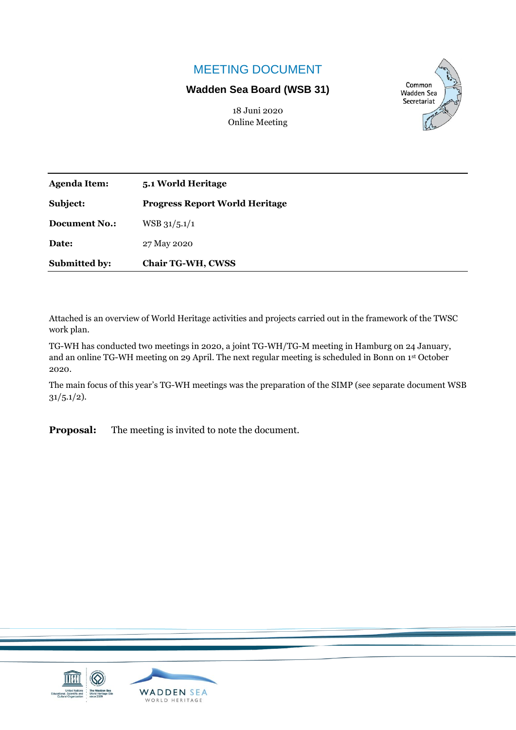# MEETING DOCUMENT

**Wadden Sea Board (WSB 31)**

18 Juni 2020
Online Meeting

Common Wadden Sea Secretariat

| | |
|---|---|
| **Agenda Item:** | **5.1 World Heritage** |
| **Subject:** | **Progress Report World Heritage** |
| **Document No.:** | WSB 31/5.1/1 |
| **Date:** | 27 May 2020 |
| **Submitted by:** | **Chair TG-WH, CWSS** |

Attached is an overview of World Heritage activities and projects carried out in the framework of the TWSC work plan.

TG-WH has conducted two meetings in 2020, a joint TG-WH/TG-M meeting in Hamburg on 24 January, and an online TG-WH meeting on 29 April. The next regular meeting is scheduled in Bonn on 1st October 2020.

The main focus of this year's TG-WH meetings was the preparation of the SIMP (see separate document WSB 31/5.1/2).

**Proposal:** The meeting is invited to note the document.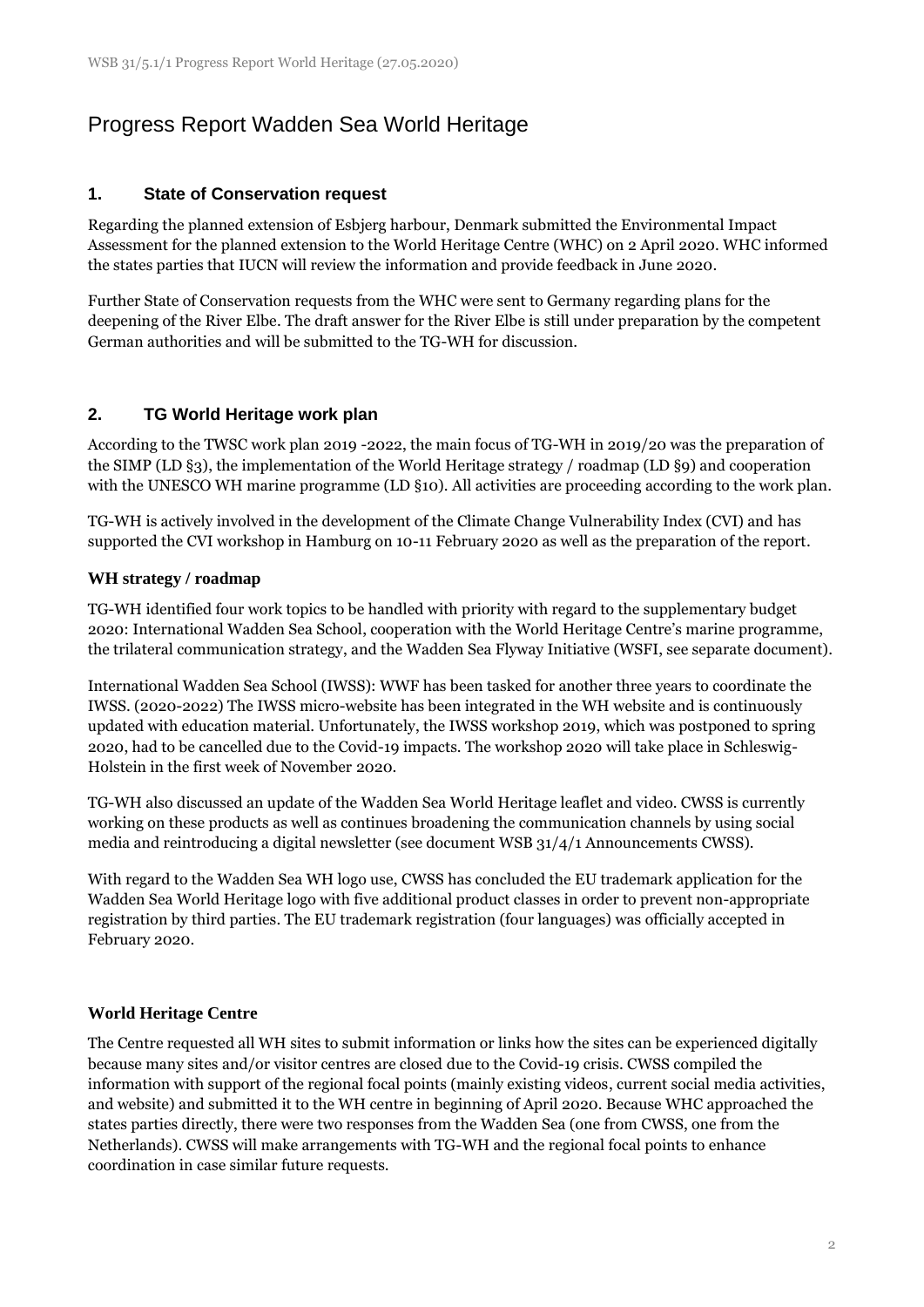# Progress Report Wadden Sea World Heritage

## 1. State of Conservation request

Regarding the planned extension of Esbjerg harbour, Denmark submitted the Environmental Impact Assessment for the planned extension to the World Heritage Centre (WHC) on 2 April 2020. WHC informed the states parties that IUCN will review the information and provide feedback in June 2020.

Further State of Conservation requests from the WHC were sent to Germany regarding plans for the deepening of the River Elbe. The draft answer for the River Elbe is still under preparation by the competent German authorities and will be submitted to the TG-WH for discussion.

## 2. TG World Heritage work plan

According to the TWSC work plan 2019 -2022, the main focus of TG-WH in 2019/20 was the preparation of the SIMP (LD §3), the implementation of the World Heritage strategy / roadmap (LD §9) and cooperation with the UNESCO WH marine programme (LD §10). All activities are proceeding according to the work plan.

TG-WH is actively involved in the development of the Climate Change Vulnerability Index (CVI) and has supported the CVI workshop in Hamburg on 10-11 February 2020 as well as the preparation of the report.

### WH strategy / roadmap

TG-WH identified four work topics to be handled with priority with regard to the supplementary budget 2020: International Wadden Sea School, cooperation with the World Heritage Centre's marine programme, the trilateral communication strategy, and the Wadden Sea Flyway Initiative (WSFI, see separate document).

International Wadden Sea School (IWSS): WWF has been tasked for another three years to coordinate the IWSS. (2020-2022) The IWSS micro-website has been integrated in the WH website and is continuously updated with education material. Unfortunately, the IWSS workshop 2019, which was postponed to spring 2020, had to be cancelled due to the Covid-19 impacts. The workshop 2020 will take place in Schleswig-Holstein in the first week of November 2020.

TG-WH also discussed an update of the Wadden Sea World Heritage leaflet and video. CWSS is currently working on these products as well as continues broadening the communication channels by using social media and reintroducing a digital newsletter (see document WSB 31/4/1 Announcements CWSS).

With regard to the Wadden Sea WH logo use, CWSS has concluded the EU trademark application for the Wadden Sea World Heritage logo with five additional product classes in order to prevent non-appropriate registration by third parties. The EU trademark registration (four languages) was officially accepted in February 2020.

### World Heritage Centre

The Centre requested all WH sites to submit information or links how the sites can be experienced digitally because many sites and/or visitor centres are closed due to the Covid-19 crisis. CWSS compiled the information with support of the regional focal points (mainly existing videos, current social media activities, and website) and submitted it to the WH centre in beginning of April 2020. Because WHC approached the states parties directly, there were two responses from the Wadden Sea (one from CWSS, one from the Netherlands). CWSS will make arrangements with TG-WH and the regional focal points to enhance coordination in case similar future requests.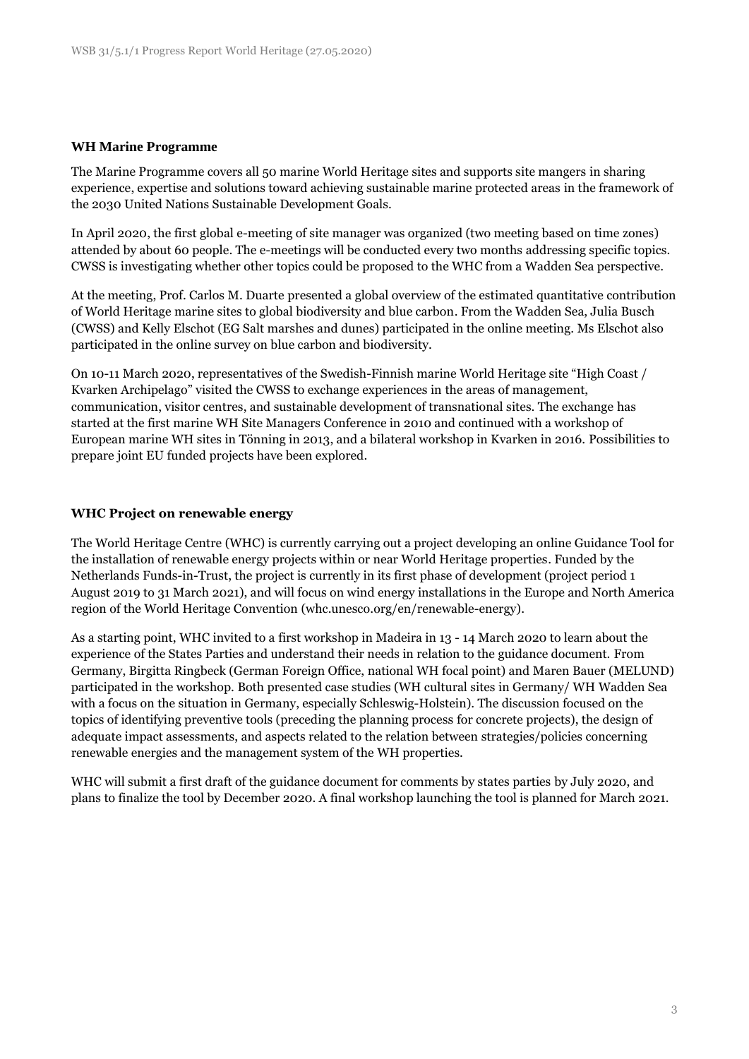**WH Marine Programme**

The Marine Programme covers all 50 marine World Heritage sites and supports site mangers in sharing experience, expertise and solutions toward achieving sustainable marine protected areas in the framework of the 2030 United Nations Sustainable Development Goals.

In April 2020, the first global e-meeting of site manager was organized (two meeting based on time zones) attended by about 60 people. The e-meetings will be conducted every two months addressing specific topics. CWSS is investigating whether other topics could be proposed to the WHC from a Wadden Sea perspective.

At the meeting, Prof. Carlos M. Duarte presented a global overview of the estimated quantitative contribution of World Heritage marine sites to global biodiversity and blue carbon. From the Wadden Sea, Julia Busch (CWSS) and Kelly Elschot (EG Salt marshes and dunes) participated in the online meeting. Ms Elschot also participated in the online survey on blue carbon and biodiversity.

On 10-11 March 2020, representatives of the Swedish-Finnish marine World Heritage site "High Coast / Kvarken Archipelago" visited the CWSS to exchange experiences in the areas of management, communication, visitor centres, and sustainable development of transnational sites. The exchange has started at the first marine WH Site Managers Conference in 2010 and continued with a workshop of European marine WH sites in Tönning in 2013, and a bilateral workshop in Kvarken in 2016. Possibilities to prepare joint EU funded projects have been explored.

**WHC Project on renewable energy**

The World Heritage Centre (WHC) is currently carrying out a project developing an online Guidance Tool for the installation of renewable energy projects within or near World Heritage properties. Funded by the Netherlands Funds-in-Trust, the project is currently in its first phase of development (project period 1 August 2019 to 31 March 2021), and will focus on wind energy installations in the Europe and North America region of the World Heritage Convention (whc.unesco.org/en/renewable-energy).

As a starting point, WHC invited to a first workshop in Madeira in 13 - 14 March 2020 to learn about the experience of the States Parties and understand their needs in relation to the guidance document. From Germany, Birgitta Ringbeck (German Foreign Office, national WH focal point) and Maren Bauer (MELUND) participated in the workshop. Both presented case studies (WH cultural sites in Germany/ WH Wadden Sea with a focus on the situation in Germany, especially Schleswig-Holstein). The discussion focused on the topics of identifying preventive tools (preceding the planning process for concrete projects), the design of adequate impact assessments, and aspects related to the relation between strategies/policies concerning renewable energies and the management system of the WH properties.

WHC will submit a first draft of the guidance document for comments by states parties by July 2020, and plans to finalize the tool by December 2020. A final workshop launching the tool is planned for March 2021.